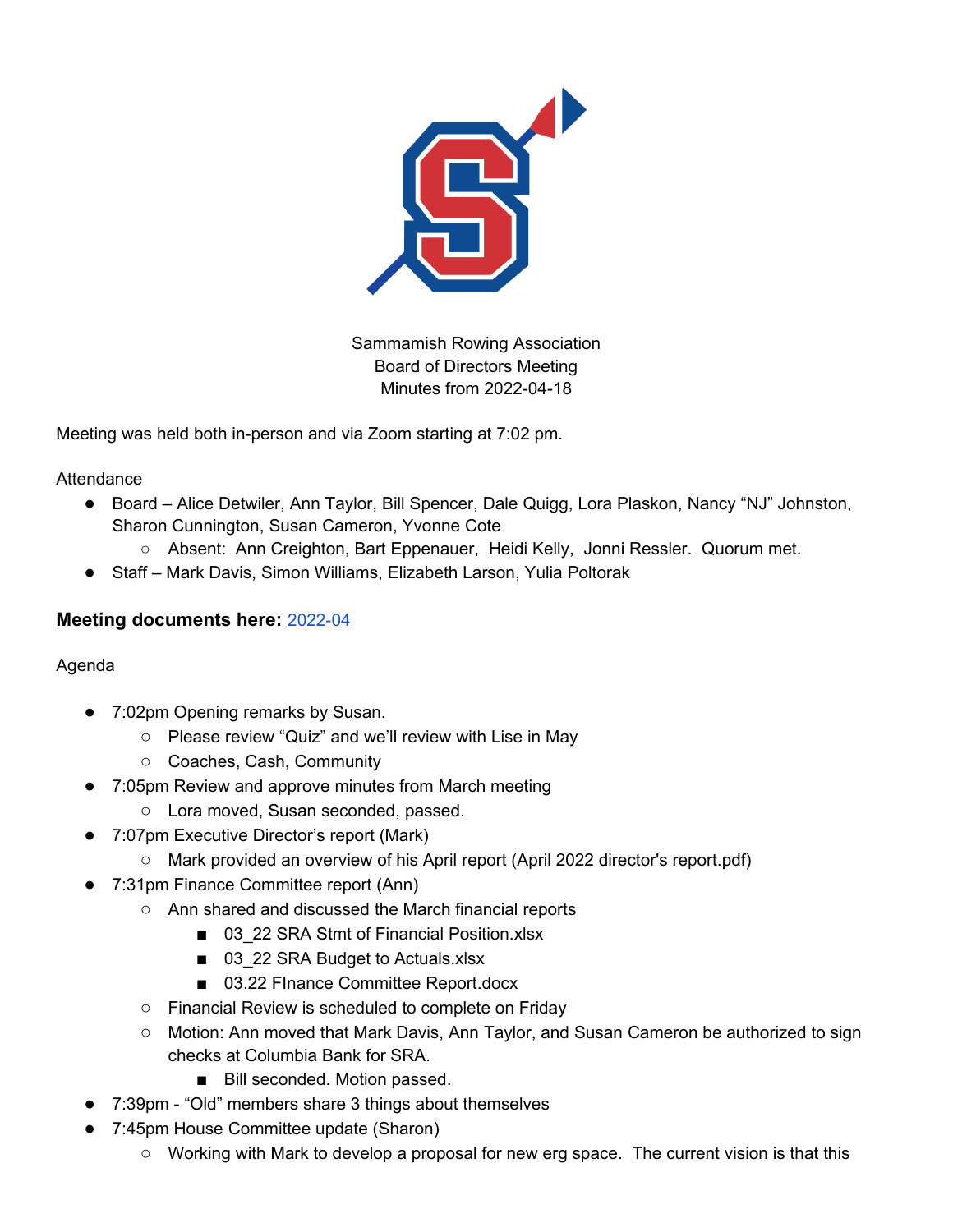Sammamish Rowing Association
Board of Directors Meeting
Minutes from 2022-04-18

Meeting was held both in-person and via Zoom starting at 7:02 pm.

Attendance

- Board – Alice Detwiler, Ann Taylor, Bill Spencer, Dale Quigg, Lora Plaskon, Nancy “NJ” Johnston, Sharon Cunnington, Susan Cameron, Yvonne Cote
  - Absent: Ann Creighton, Bart Eppenauer, Heidi Kelly, Jonni Ressler. Quorum met.
- Staff – Mark Davis, Simon Williams, Elizabeth Larson, Yulia Poltorak

**Meeting documents here:** 2022-04

Agenda

- 7:02pm Opening remarks by Susan.
  - Please review “Quiz” and we’ll review with Lise in May
  - Coaches, Cash, Community
- 7:05pm Review and approve minutes from March meeting
  - Lora moved, Susan seconded, passed.
- 7:07pm Executive Director’s report (Mark)
  - Mark provided an overview of his April report (April 2022 director's report.pdf)
- 7:31pm Finance Committee report (Ann)
  - Ann shared and discussed the March financial reports
    - 03_22 SRA Stmt of Financial Position.xlsx
    - 03_22 SRA Budget to Actuals.xlsx
    - 03.22 FInance Committee Report.docx
  - Financial Review is scheduled to complete on Friday
  - Motion: Ann moved that Mark Davis, Ann Taylor, and Susan Cameron be authorized to sign checks at Columbia Bank for SRA.
    - Bill seconded. Motion passed.
- 7:39pm - “Old” members share 3 things about themselves
- 7:45pm House Committee update (Sharon)
  - Working with Mark to develop a proposal for new erg space. The current vision is that this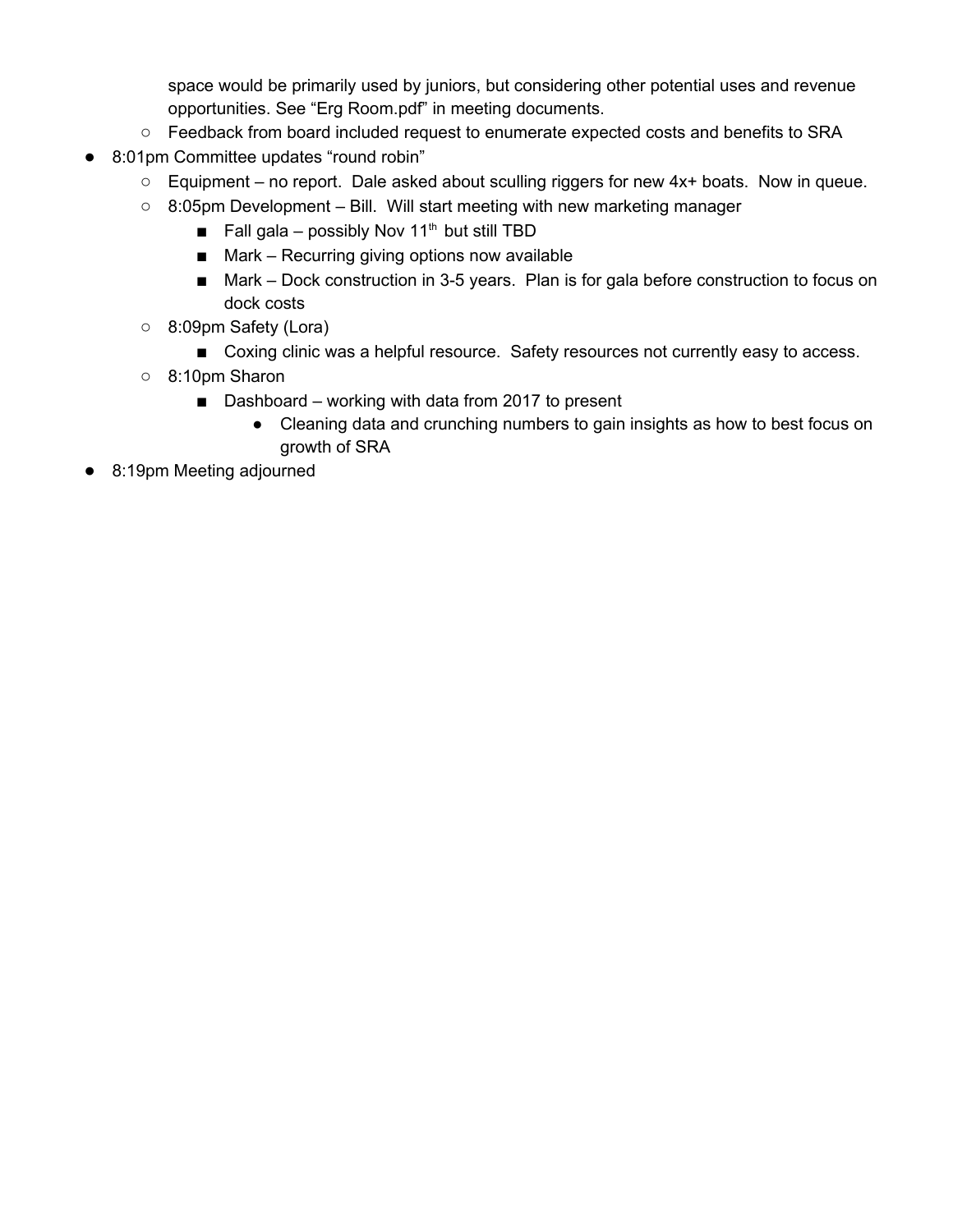space would be primarily used by juniors, but considering other potential uses and revenue opportunities. See "Erg Room.pdf" in meeting documents.
  - Feedback from board included request to enumerate expected costs and benefits to SRA
- 8:01pm Committee updates "round robin"
  - Equipment – no report. Dale asked about sculling riggers for new 4x+ boats. Now in queue.
  - 8:05pm Development – Bill. Will start meeting with new marketing manager
    - Fall gala – possibly Nov 11th but still TBD
    - Mark – Recurring giving options now available
    - Mark – Dock construction in 3-5 years. Plan is for gala before construction to focus on dock costs
  - 8:09pm Safety (Lora)
    - Coxing clinic was a helpful resource. Safety resources not currently easy to access.
  - 8:10pm Sharon
    - Dashboard – working with data from 2017 to present
      - Cleaning data and crunching numbers to gain insights as how to best focus on growth of SRA
- 8:19pm Meeting adjourned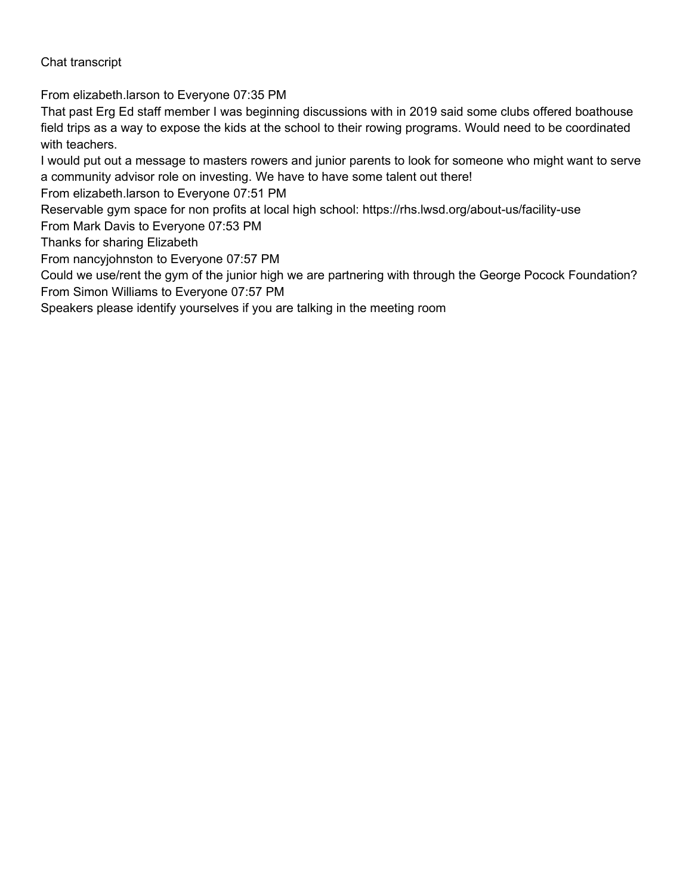Chat transcript

From elizabeth.larson to Everyone 07:35 PM

That past Erg Ed staff member I was beginning discussions with in 2019 said some clubs offered boathouse field trips as a way to expose the kids at the school to their rowing programs. Would need to be coordinated with teachers.

I would put out a message to masters rowers and junior parents to look for someone who might want to serve a community advisor role on investing. We have to have some talent out there!

From elizabeth.larson to Everyone 07:51 PM

Reservable gym space for non profits at local high school: https://rhs.lwsd.org/about-us/facility-use

From Mark Davis to Everyone 07:53 PM

Thanks for sharing Elizabeth

From nancyjohnston to Everyone 07:57 PM

Could we use/rent the gym of the junior high we are partnering with through the George Pocock Foundation?

From Simon Williams to Everyone 07:57 PM

Speakers please identify yourselves if you are talking in the meeting room